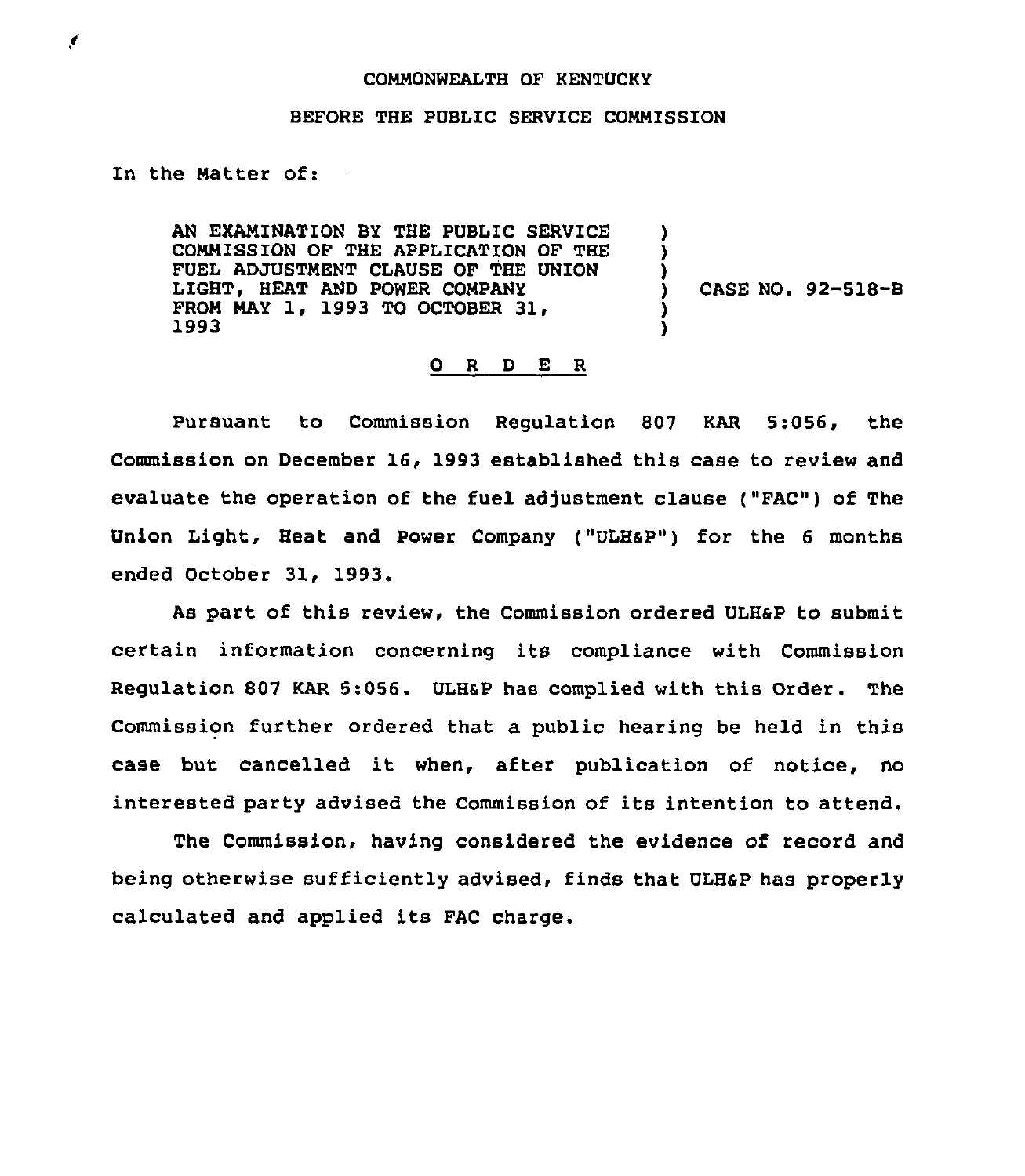COMMONWEALTH OF KENTUCKY

BEFORE THE PUBLIC SERVICE COMMISSION

In the Matter of:

AN EXAMINATION BY THE PUBLIC SERVICE COMMISSION OF THE APPLICATION OF THE FUEL ADJUSTMENT CLAUSE OF THE UNION LIGHT, HEAT AND POWER COMPANY FROM MAY 1, 1993 TO OCTOBER 31, 1993 ) CASE NO. 92-518-B

O R D E R

Pursuant to Commission Regulation 807 KAR 5:056, the Commission on December 16, 1993 established this case to review and evaluate the operation of the fuel adjustment clause ("FAC") of The Union Light, Heat and Power Company ("ULH&P") for the 6 months ended October 31, 1993.

As part of this review, the Commission ordered ULH&P to submit certain information concerning its compliance with Commission Regulation 807 KAR 5:056. ULH&P has complied with this Order. The Commission further ordered that a public hearing be held in this case but cancelled it when, after publication of notice, no interested party advised the Commission of its intention to attend.

The Commission, having considered the evidence of record and being otherwise sufficiently advised, finds that ULH&P has properly calculated and applied its FAC charge.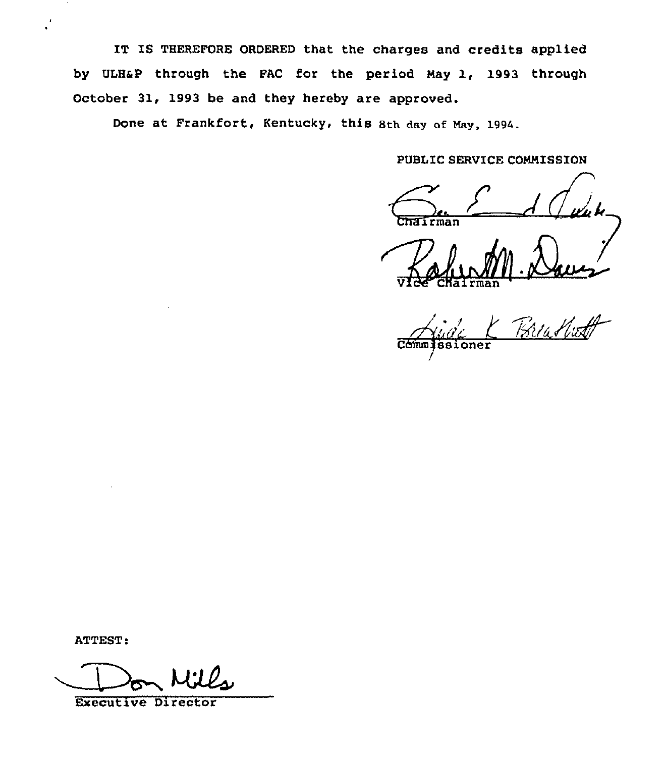IT IS THEREFORE ORDERED that the charges and credits applied by ULH&P through the FAC for the period May 1, 1993 through October 31, 1993 be and they hereby are approved.

Done at Frankfort, Kentucky, this 8th day of May, 1994.

PUBLIC SERVICE COMMISSION

Chairman

Vice Chairman

Commissioner

ATTEST:

Executive Director